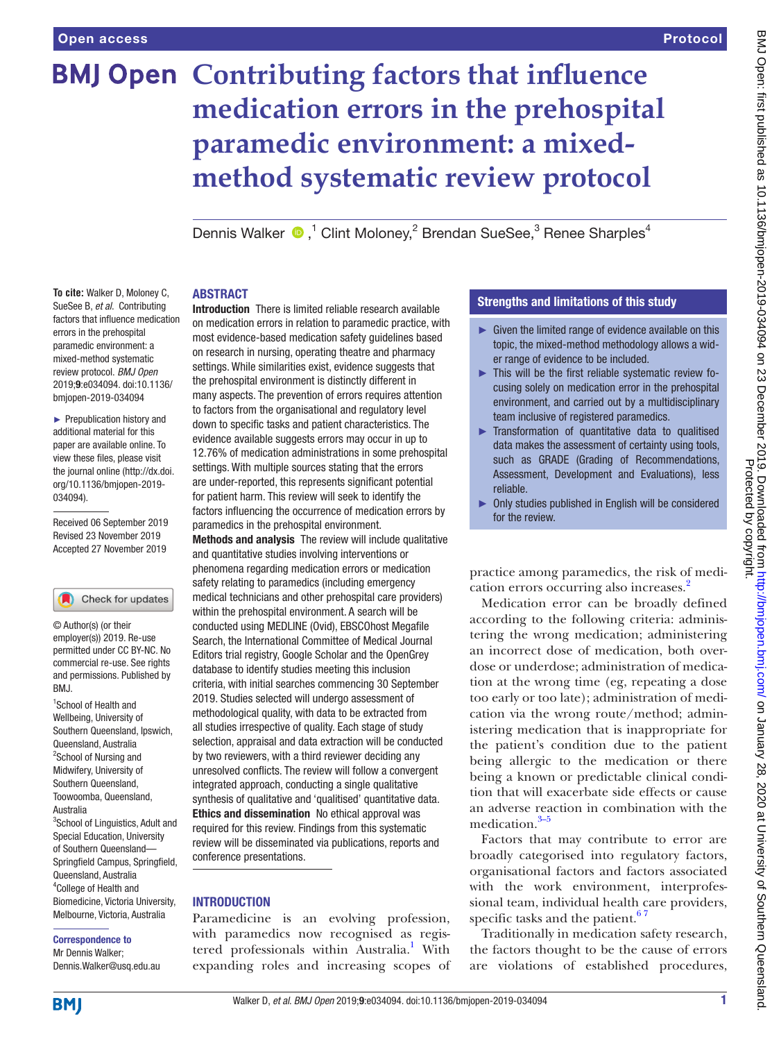Open access | Protocol

# Contributing factors that influence medication errors in the prehospital paramedic environment: a mixed-method systematic review protocol

Dennis Walker,[1] Clint Moloney,[2] Brendan SueSee,[3] Renee Sharples[4]

**To cite:** Walker D, Moloney C, SueSee B, *et al*. Contributing factors that influence medication errors in the prehospital paramedic environment: a mixed-method systematic review protocol. *BMJ Open* 2019;**9**:e034094. doi:10.1136/bmjopen-2019-034094

► Prepublication history and additional material for this paper are available online. To view these files, please visit the journal online (http://dx.doi.org/10.1136/bmjopen-2019-034094).

Received 06 September 2019
Revised 23 November 2019
Accepted 27 November 2019

© Author(s) (or their employer(s)) 2019. Re-use permitted under CC BY-NC. No commercial re-use. See rights and permissions. Published by BMJ.

[1]School of Health and Wellbeing, University of Southern Queensland, Ipswich, Queensland, Australia
[2]School of Nursing and Midwifery, University of Southern Queensland, Toowoomba, Queensland, Australia
[3]School of Linguistics, Adult and Special Education, University of Southern Queensland—Springfield Campus, Springfield, Queensland, Australia
[4]College of Health and Biomedicine, Victoria University, Melbourne, Victoria, Australia

**Correspondence to**
Mr Dennis Walker;
Dennis.Walker@usq.edu.au

## ABSTRACT

**Introduction** There is limited reliable research available on medication errors in relation to paramedic practice, with most evidence-based medication safety guidelines based on research in nursing, operating theatre and pharmacy settings. While similarities exist, evidence suggests that the prehospital environment is distinctly different in many aspects. The prevention of errors requires attention to factors from the organisational and regulatory level down to specific tasks and patient characteristics. The evidence available suggests errors may occur in up to 12.76% of medication administrations in some prehospital settings. With multiple sources stating that the errors are under-reported, this represents significant potential for patient harm. This review will seek to identify the factors influencing the occurrence of medication errors by paramedics in the prehospital environment.

**Methods and analysis** The review will include qualitative and quantitative studies involving interventions or phenomena regarding medication errors or medication safety relating to paramedics (including emergency medical technicians and other prehospital care providers) within the prehospital environment. A search will be conducted using MEDLINE (Ovid), EBSCOhost Megafile Search, the International Committee of Medical Journal Editors trial registry, Google Scholar and the OpenGrey database to identify studies meeting this inclusion criteria, with initial searches commencing 30 September 2019. Studies selected will undergo assessment of methodological quality, with data to be extracted from all studies irrespective of quality. Each stage of study selection, appraisal and data extraction will be conducted by two reviewers, with a third reviewer deciding any unresolved conflicts. The review will follow a convergent integrated approach, conducting a single qualitative synthesis of qualitative and 'qualitised' quantitative data.

**Ethics and dissemination** No ethical approval was required for this review. Findings from this systematic review will be disseminated via publications, reports and conference presentations.

### Strengths and limitations of this study

- Given the limited range of evidence available on this topic, the mixed-method methodology allows a wider range of evidence to be included.
- This will be the first reliable systematic review focusing solely on medication error in the prehospital environment, and carried out by a multidisciplinary team inclusive of registered paramedics.
- Transformation of quantitative data to qualitised data makes the assessment of certainty using tools, such as GRADE (Grading of Recommendations, Assessment, Development and Evaluations), less reliable.
- Only studies published in English will be considered for the review.

## INTRODUCTION

Paramedicine is an evolving profession, with paramedics now recognised as registered professionals within Australia.[1] With expanding roles and increasing scopes of practice among paramedics, the risk of medication errors occurring also increases.[2]

Medication error can be broadly defined according to the following criteria: administering the wrong medication; administering an incorrect dose of medication, both overdose or underdose; administration of medication at the wrong time (eg, repeating a dose too early or too late); administration of medication via the wrong route/method; administering medication that is inappropriate for the patient's condition due to the patient being allergic to the medication or there being a known or predictable clinical condition that will exacerbate side effects or cause an adverse reaction in combination with the medication.[3–5]

Factors that may contribute to error are broadly categorised into regulatory factors, organisational factors and factors associated with the work environment, interprofessional team, individual health care providers, specific tasks and the patient.[6,7]

Traditionally in medication safety research, the factors thought to be the cause of errors are violations of established procedures,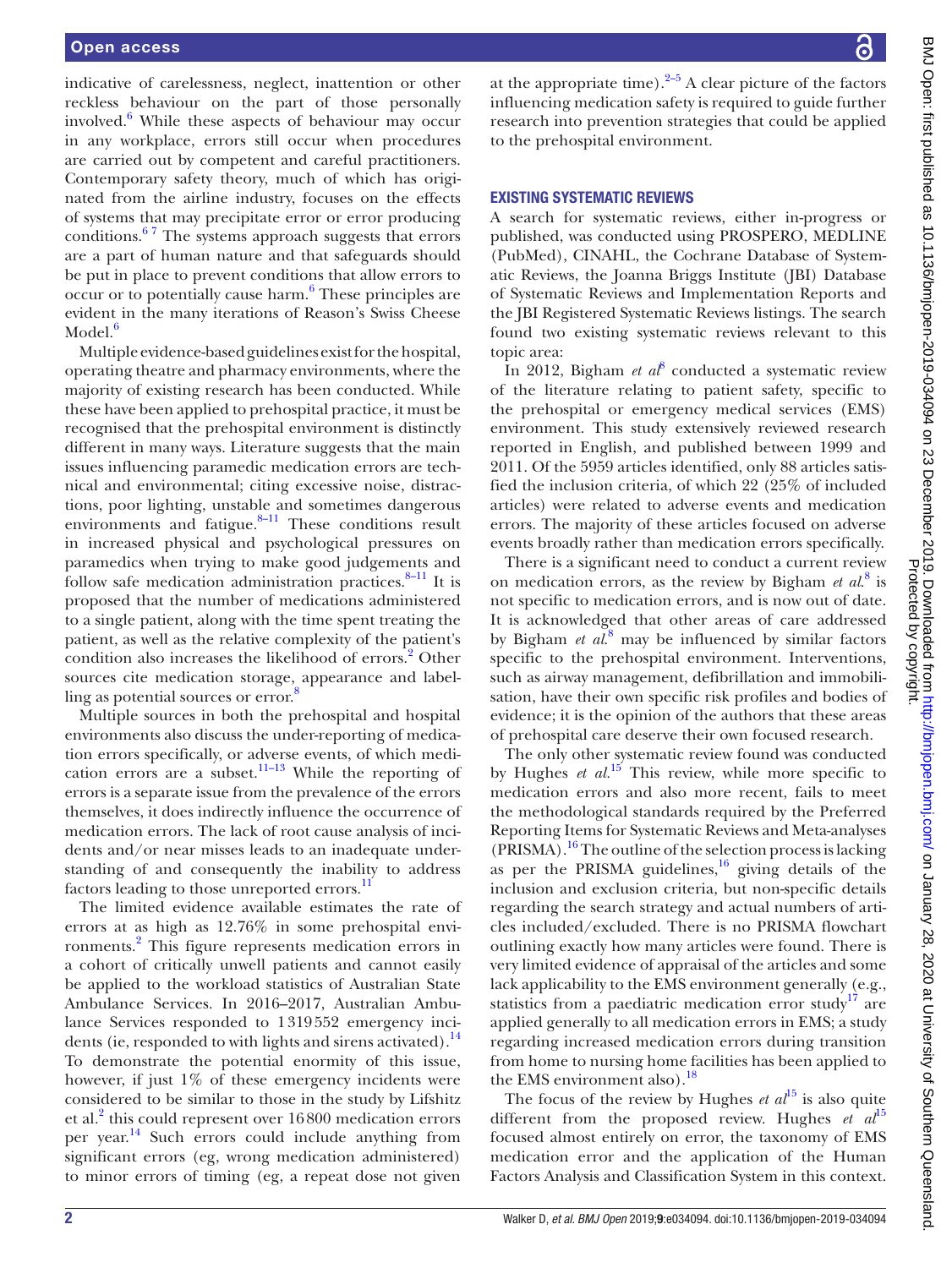indicative of carelessness, neglect, inattention or other reckless behaviour on the part of those personally involved.[6] While these aspects of behaviour may occur in any workplace, errors still occur when procedures are carried out by competent and careful practitioners. Contemporary safety theory, much of which has originated from the airline industry, focuses on the effects of systems that may precipitate error or error producing conditions.[6 7] The systems approach suggests that errors are a part of human nature and that safeguards should be put in place to prevent conditions that allow errors to occur or to potentially cause harm.[6] These principles are evident in the many iterations of Reason's Swiss Cheese Model.[6]

Multiple evidence-based guidelines exist for the hospital, operating theatre and pharmacy environments, where the majority of existing research has been conducted. While these have been applied to prehospital practice, it must be recognised that the prehospital environment is distinctly different in many ways. Literature suggests that the main issues influencing paramedic medication errors are technical and environmental; citing excessive noise, distractions, poor lighting, unstable and sometimes dangerous environments and fatigue.[8–11] These conditions result in increased physical and psychological pressures on paramedics when trying to make good judgements and follow safe medication administration practices.[8–11] It is proposed that the number of medications administered to a single patient, along with the time spent treating the patient, as well as the relative complexity of the patient's condition also increases the likelihood of errors.[2] Other sources cite medication storage, appearance and labelling as potential sources or error.[8]

Multiple sources in both the prehospital and hospital environments also discuss the under-reporting of medication errors specifically, or adverse events, of which medication errors are a subset.[11–13] While the reporting of errors is a separate issue from the prevalence of the errors themselves, it does indirectly influence the occurrence of medication errors. The lack of root cause analysis of incidents and/or near misses leads to an inadequate understanding of and consequently the inability to address factors leading to those unreported errors.[11]

The limited evidence available estimates the rate of errors at as high as 12.76% in some prehospital environments.[2] This figure represents medication errors in a cohort of critically unwell patients and cannot easily be applied to the workload statistics of Australian State Ambulance Services. In 2016–2017, Australian Ambulance Services responded to 1 319 552 emergency incidents (ie, responded to with lights and sirens activated).[14] To demonstrate the potential enormity of this issue, however, if just 1% of these emergency incidents were considered to be similar to those in the study by Lifshitz et al.[2] this could represent over 16 800 medication errors per year.[14] Such errors could include anything from significant errors (eg, wrong medication administered) to minor errors of timing (eg, a repeat dose not given at the appropriate time).[2–5] A clear picture of the factors influencing medication safety is required to guide further research into prevention strategies that could be applied to the prehospital environment.

## EXISTING SYSTEMATIC REVIEWS

A search for systematic reviews, either in-progress or published, was conducted using PROSPERO, MEDLINE (PubMed), CINAHL, the Cochrane Database of Systematic Reviews, the Joanna Briggs Institute (JBI) Database of Systematic Reviews and Implementation Reports and the JBI Registered Systematic Reviews listings. The search found two existing systematic reviews relevant to this topic area:

In 2012, Bigham *et al*[8] conducted a systematic review of the literature relating to patient safety, specific to the prehospital or emergency medical services (EMS) environment. This study extensively reviewed research reported in English, and published between 1999 and 2011. Of the 5959 articles identified, only 88 articles satisfied the inclusion criteria, of which 22 (25% of included articles) were related to adverse events and medication errors. The majority of these articles focused on adverse events broadly rather than medication errors specifically.

There is a significant need to conduct a current review on medication errors, as the review by Bigham *et al*.[8] is not specific to medication errors, and is now out of date. It is acknowledged that other areas of care addressed by Bigham *et al*.[8] may be influenced by similar factors specific to the prehospital environment. Interventions, such as airway management, defibrillation and immobilisation, have their own specific risk profiles and bodies of evidence; it is the opinion of the authors that these areas of prehospital care deserve their own focused research.

The only other systematic review found was conducted by Hughes *et al*.[15] This review, while more specific to medication errors and also more recent, fails to meet the methodological standards required by the Preferred Reporting Items for Systematic Reviews and Meta-analyses (PRISMA).[16] The outline of the selection process is lacking as per the PRISMA guidelines,[16] giving details of the inclusion and exclusion criteria, but non-specific details regarding the search strategy and actual numbers of articles included/excluded. There is no PRISMA flowchart outlining exactly how many articles were found. There is very limited evidence of appraisal of the articles and some lack applicability to the EMS environment generally (e.g., statistics from a paediatric medication error study[17] are applied generally to all medication errors in EMS; a study regarding increased medication errors during transition from home to nursing home facilities has been applied to the EMS environment also).[18]

The focus of the review by Hughes *et al*[15] is also quite different from the proposed review. Hughes *et al*[15] focused almost entirely on error, the taxonomy of EMS medication error and the application of the Human Factors Analysis and Classification System in this context.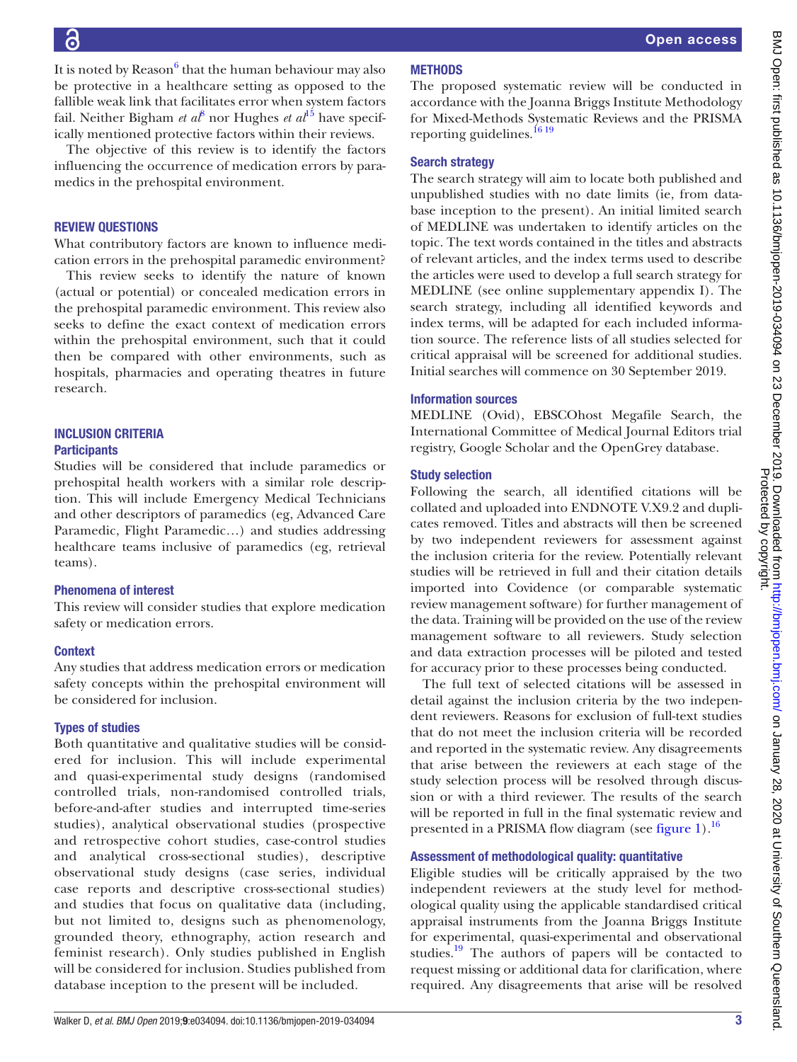It is noted by Reason[6] that the human behaviour may also be protective in a healthcare setting as opposed to the fallible weak link that facilitates error when system factors fail. Neither Bigham *et al*[8] nor Hughes *et al*[15] have specifically mentioned protective factors within their reviews.

The objective of this review is to identify the factors influencing the occurrence of medication errors by paramedics in the prehospital environment.

## REVIEW QUESTIONS

What contributory factors are known to influence medication errors in the prehospital paramedic environment?

This review seeks to identify the nature of known (actual or potential) or concealed medication errors in the prehospital paramedic environment. This review also seeks to define the exact context of medication errors within the prehospital environment, such that it could then be compared with other environments, such as hospitals, pharmacies and operating theatres in future research.

## INCLUSION CRITERIA

### Participants

Studies will be considered that include paramedics or prehospital health workers with a similar role description. This will include Emergency Medical Technicians and other descriptors of paramedics (eg, Advanced Care Paramedic, Flight Paramedic…) and studies addressing healthcare teams inclusive of paramedics (eg, retrieval teams).

### Phenomena of interest

This review will consider studies that explore medication safety or medication errors.

### Context

Any studies that address medication errors or medication safety concepts within the prehospital environment will be considered for inclusion.

### Types of studies

Both quantitative and qualitative studies will be considered for inclusion. This will include experimental and quasi-experimental study designs (randomised controlled trials, non-randomised controlled trials, before-and-after studies and interrupted time-series studies), analytical observational studies (prospective and retrospective cohort studies, case-control studies and analytical cross-sectional studies), descriptive observational study designs (case series, individual case reports and descriptive cross-sectional studies) and studies that focus on qualitative data (including, but not limited to, designs such as phenomenology, grounded theory, ethnography, action research and feminist research). Only studies published in English will be considered for inclusion. Studies published from database inception to the present will be included.

## METHODS

The proposed systematic review will be conducted in accordance with the Joanna Briggs Institute Methodology for Mixed-Methods Systematic Reviews and the PRISMA reporting guidelines.[16,19]

### Search strategy

The search strategy will aim to locate both published and unpublished studies with no date limits (ie, from database inception to the present). An initial limited search of MEDLINE was undertaken to identify articles on the topic. The text words contained in the titles and abstracts of relevant articles, and the index terms used to describe the articles were used to develop a full search strategy for MEDLINE (see online supplementary appendix I). The search strategy, including all identified keywords and index terms, will be adapted for each included information source. The reference lists of all studies selected for critical appraisal will be screened for additional studies. Initial searches will commence on 30 September 2019.

### Information sources

MEDLINE (Ovid), EBSCOhost Megafile Search, the International Committee of Medical Journal Editors trial registry, Google Scholar and the OpenGrey database.

### Study selection

Following the search, all identified citations will be collated and uploaded into ENDNOTE V.X9.2 and duplicates removed. Titles and abstracts will then be screened by two independent reviewers for assessment against the inclusion criteria for the review. Potentially relevant studies will be retrieved in full and their citation details imported into Covidence (or comparable systematic review management software) for further management of the data. Training will be provided on the use of the review management software to all reviewers. Study selection and data extraction processes will be piloted and tested for accuracy prior to these processes being conducted.

The full text of selected citations will be assessed in detail against the inclusion criteria by the two independent reviewers. Reasons for exclusion of full-text studies that do not meet the inclusion criteria will be recorded and reported in the systematic review. Any disagreements that arise between the reviewers at each stage of the study selection process will be resolved through discussion or with a third reviewer. The results of the search will be reported in full in the final systematic review and presented in a PRISMA flow diagram (see figure 1).[16]

### Assessment of methodological quality: quantitative

Eligible studies will be critically appraised by the two independent reviewers at the study level for methodological quality using the applicable standardised critical appraisal instruments from the Joanna Briggs Institute for experimental, quasi-experimental and observational studies.[19] The authors of papers will be contacted to request missing or additional data for clarification, where required. Any disagreements that arise will be resolved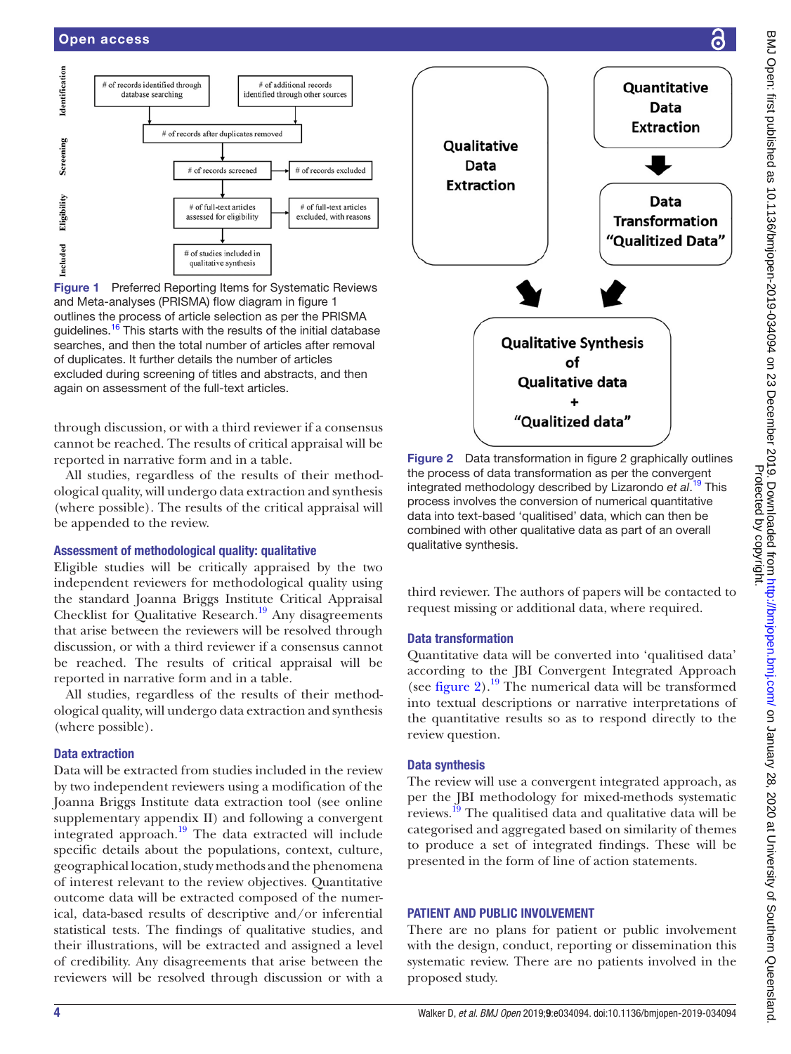Identification

# of records identified through database searching

# of additional records identified through other sources

# of records after duplicates removed

Screening

# of records screened

# of records excluded

Eligibility

# of full-text articles assessed for eligibility

# of full-text articles excluded, with reasons

Included

# of studies included in qualitative synthesis

**Figure 1** Preferred Reporting Items for Systematic Reviews and Meta-analyses (PRISMA) flow diagram in figure 1 outlines the process of article selection as per the PRISMA guidelines.[16] This starts with the results of the initial database searches, and then the total number of articles after removal of duplicates. It further details the number of articles excluded during screening of titles and abstracts, and then again on assessment of the full-text articles.

through discussion, or with a third reviewer if a consensus cannot be reached. The results of critical appraisal will be reported in narrative form and in a table.

All studies, regardless of the results of their methodological quality, will undergo data extraction and synthesis (where possible). The results of the critical appraisal will be appended to the review.

### Assessment of methodological quality: qualitative

Eligible studies will be critically appraised by the two independent reviewers for methodological quality using the standard Joanna Briggs Institute Critical Appraisal Checklist for Qualitative Research.[19] Any disagreements that arise between the reviewers will be resolved through discussion, or with a third reviewer if a consensus cannot be reached. The results of critical appraisal will be reported in narrative form and in a table.

All studies, regardless of the results of their methodological quality, will undergo data extraction and synthesis (where possible).

### Data extraction

Data will be extracted from studies included in the review by two independent reviewers using a modification of the Joanna Briggs Institute data extraction tool (see online supplementary appendix II) and following a convergent integrated approach.[19] The data extracted will include specific details about the populations, context, culture, geographical location, study methods and the phenomena of interest relevant to the review objectives. Quantitative outcome data will be extracted composed of the numerical, data-based results of descriptive and/or inferential statistical tests. The findings of qualitative studies, and their illustrations, will be extracted and assigned a level of credibility. Any disagreements that arise between the reviewers will be resolved through discussion or with a third reviewer. The authors of papers will be contacted to request missing or additional data, where required.

Qualitative Data Extraction

Quantitative Data Extraction

Data Transformation "Qualitized Data"

Qualitative Synthesis of Qualitative data + "Qualitized data"

**Figure 2** Data transformation in figure 2 graphically outlines the process of data transformation as per the convergent integrated methodology described by Lizarondo *et al*.[19] This process involves the conversion of numerical quantitative data into text-based 'qualitised' data, which can then be combined with other qualitative data as part of an overall qualitative synthesis.

### Data transformation

Quantitative data will be converted into 'qualitised data' according to the JBI Convergent Integrated Approach (see figure 2).[19] The numerical data will be transformed into textual descriptions or narrative interpretations of the quantitative results so as to respond directly to the review question.

### Data synthesis

The review will use a convergent integrated approach, as per the JBI methodology for mixed-methods systematic reviews.[19] The qualitised data and qualitative data will be categorised and aggregated based on similarity of themes to produce a set of integrated findings. These will be presented in the form of line of action statements.

## PATIENT AND PUBLIC INVOLVEMENT

There are no plans for patient or public involvement with the design, conduct, reporting or dissemination this systematic review. There are no patients involved in the proposed study.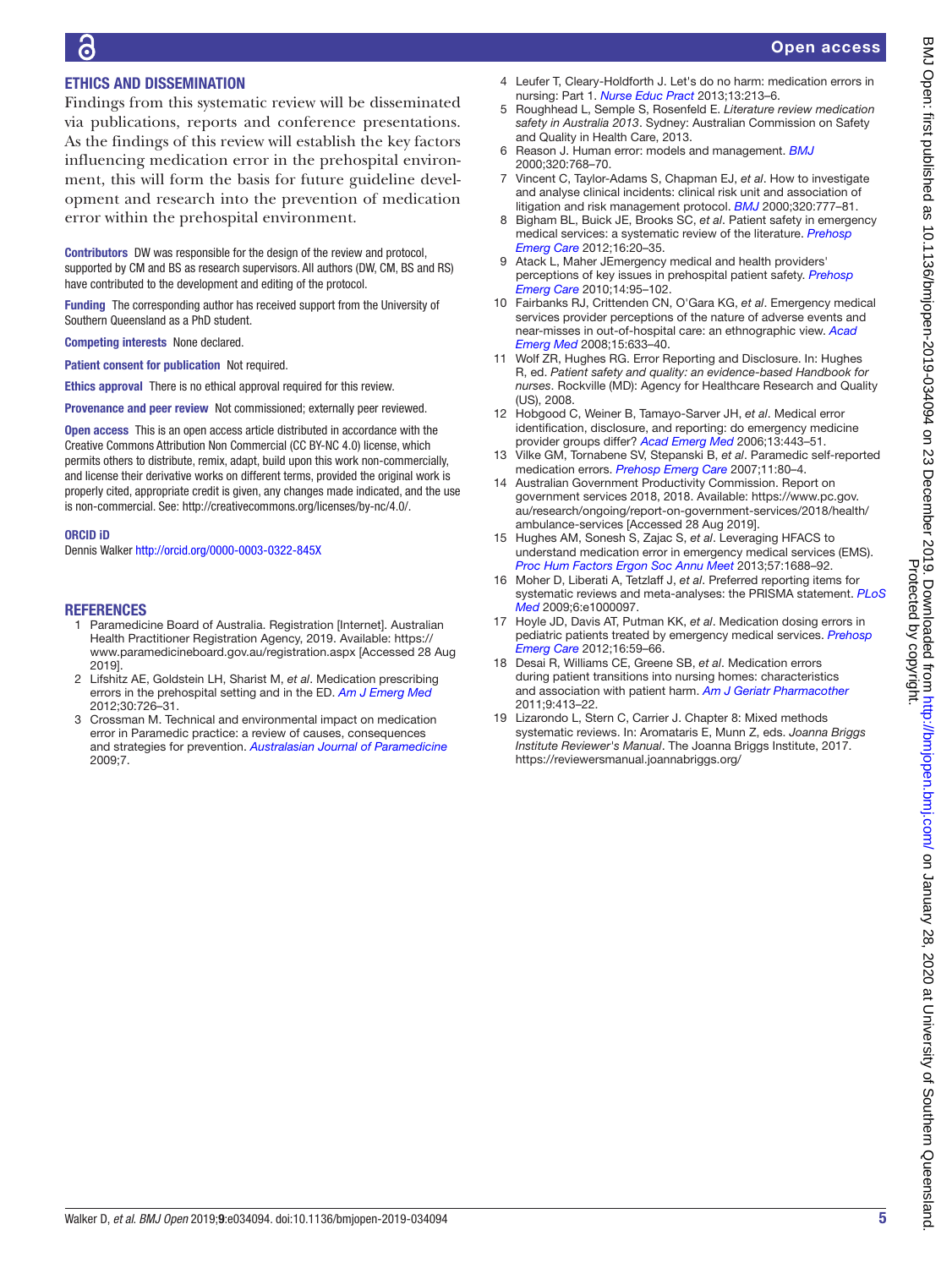## ETHICS AND DISSEMINATION

Findings from this systematic review will be disseminated via publications, reports and conference presentations. As the findings of this review will establish the key factors influencing medication error in the prehospital environment, this will form the basis for future guideline development and research into the prevention of medication error within the prehospital environment.

**Contributors** DW was responsible for the design of the review and protocol, supported by CM and BS as research supervisors. All authors (DW, CM, BS and RS) have contributed to the development and editing of the protocol.

**Funding** The corresponding author has received support from the University of Southern Queensland as a PhD student.

**Competing interests** None declared.

**Patient consent for publication** Not required.

**Ethics approval** There is no ethical approval required for this review.

**Provenance and peer review** Not commissioned; externally peer reviewed.

**Open access** This is an open access article distributed in accordance with the Creative Commons Attribution Non Commercial (CC BY-NC 4.0) license, which permits others to distribute, remix, adapt, build upon this work non-commercially, and license their derivative works on different terms, provided the original work is properly cited, appropriate credit is given, any changes made indicated, and the use is non-commercial. See: http://creativecommons.org/licenses/by-nc/4.0/.

### ORCID iD

Dennis Walker http://orcid.org/0000-0003-0322-845X

## REFERENCES

1. Paramedicine Board of Australia. Registration [Internet]. Australian Health Practitioner Registration Agency, 2019. Available: https://www.paramedicineboard.gov.au/registration.aspx [Accessed 28 Aug 2019].
2. Lifshitz AE, Goldstein LH, Sharist M, *et al*. Medication prescribing errors in the prehospital setting and in the ED. *Am J Emerg Med* 2012;30:726–31.
3. Crossman M. Technical and environmental impact on medication error in Paramedic practice: a review of causes, consequences and strategies for prevention. *Australasian Journal of Paramedicine* 2009;7.
4. Leufer T, Cleary-Holdforth J. Let's do no harm: medication errors in nursing: Part 1. *Nurse Educ Pract* 2013;13:213–6.
5. Roughhead L, Semple S, Rosenfeld E. *Literature review medication safety in Australia 2013*. Sydney: Australian Commission on Safety and Quality in Health Care, 2013.
6. Reason J. Human error: models and management. *BMJ* 2000;320:768–70.
7. Vincent C, Taylor-Adams S, Chapman EJ, *et al*. How to investigate and analyse clinical incidents: clinical risk unit and association of litigation and risk management protocol. *BMJ* 2000;320:777–81.
8. Bigham BL, Buick JE, Brooks SC, *et al*. Patient safety in emergency medical services: a systematic review of the literature. *Prehosp Emerg Care* 2012;16:20–35.
9. Atack L, Maher JEmergency medical and health providers' perceptions of key issues in prehospital patient safety. *Prehosp Emerg Care* 2010;14:95–102.
10. Fairbanks RJ, Crittenden CN, O'Gara KG, *et al*. Emergency medical services provider perceptions of the nature of adverse events and near-misses in out-of-hospital care: an ethnographic view. *Acad Emerg Med* 2008;15:633–40.
11. Wolf ZR, Hughes RG. Error Reporting and Disclosure. In: Hughes R, ed. *Patient safety and quality: an evidence-based Handbook for nurses*. Rockville (MD): Agency for Healthcare Research and Quality (US), 2008.
12. Hobgood C, Weiner B, Tamayo-Sarver JH, *et al*. Medical error identification, disclosure, and reporting: do emergency medicine provider groups differ? *Acad Emerg Med* 2006;13:443–51.
13. Vilke GM, Tornabene SV, Stepanski B, *et al*. Paramedic self-reported medication errors. *Prehosp Emerg Care* 2007;11:80–4.
14. Australian Government Productivity Commission. Report on government services 2018, 2018. Available: https://www.pc.gov.au/research/ongoing/report-on-government-services/2018/health/ambulance-services [Accessed 28 Aug 2019].
15. Hughes AM, Sonesh S, Zajac S, *et al*. Leveraging HFACS to understand medication error in emergency medical services (EMS). *Proc Hum Factors Ergon Soc Annu Meet* 2013;57:1688–92.
16. Moher D, Liberati A, Tetzlaff J, *et al*. Preferred reporting items for systematic reviews and meta-analyses: the PRISMA statement. *PLoS Med* 2009;6:e1000097.
17. Hoyle JD, Davis AT, Putman KK, *et al*. Medication dosing errors in pediatric patients treated by emergency medical services. *Prehosp Emerg Care* 2012;16:59–66.
18. Desai R, Williams CE, Greene SB, *et al*. Medication errors during patient transitions into nursing homes: characteristics and association with patient harm. *Am J Geriatr Pharmacother* 2011;9:413–22.
19. Lizarondo L, Stern C, Carrier J. Chapter 8: Mixed methods systematic reviews. In: Aromataris E, Munn Z, eds. *Joanna Briggs Institute Reviewer's Manual*. The Joanna Briggs Institute, 2017. https://reviewersmanual.joannabriggs.org/